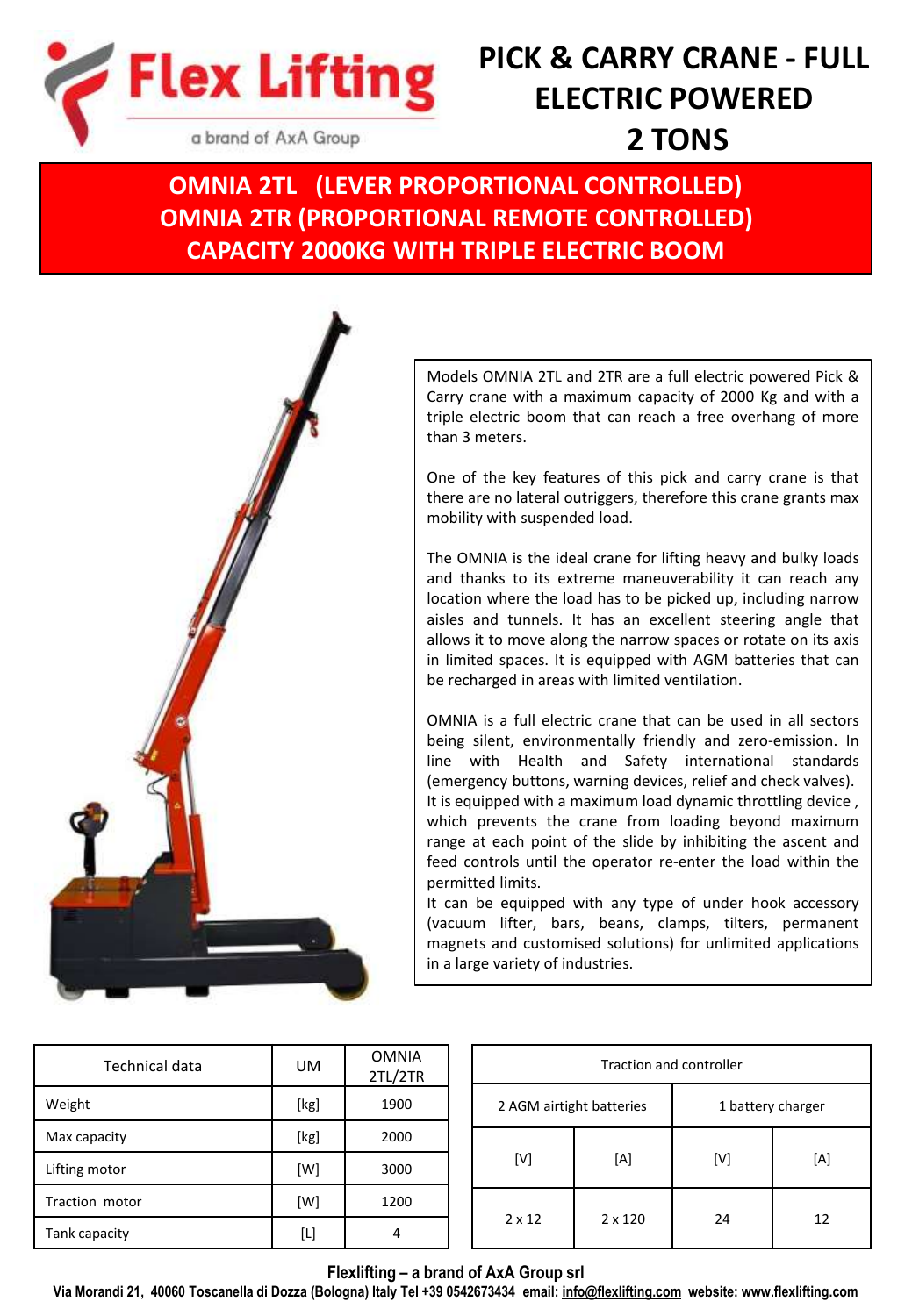Flex Lifting

a brand of AxA Group

# PICK & CARRY CRANE - FULL ELECTRIC POWERED 2 TONS

## OMNIA 2TL (LEVER PROPORTIONAL CONTROLLED)
## OMNIA 2TR (PROPORTIONAL REMOTE CONTROLLED)
## CAPACITY 2000KG WITH TRIPLE ELECTRIC BOOM

Models OMNIA 2TL and 2TR are a full electric powered Pick & Carry crane with a maximum capacity of 2000 Kg and with a triple electric boom that can reach a free overhang of more than 3 meters.

One of the key features of this pick and carry crane is that there are no lateral outriggers, therefore this crane grants max mobility with suspended load.

The OMNIA is the ideal crane for lifting heavy and bulky loads and thanks to its extreme maneuverability it can reach any location where the load has to be picked up, including narrow aisles and tunnels. It has an excellent steering angle that allows it to move along the narrow spaces or rotate on its axis in limited spaces. It is equipped with AGM batteries that can be recharged in areas with limited ventilation.

OMNIA is a full electric crane that can be used in all sectors being silent, environmentally friendly and zero-emission. In line with Health and Safety international standards (emergency buttons, warning devices, relief and check valves).
It is equipped with a maximum load dynamic throttling device , which prevents the crane from loading beyond maximum range at each point of the slide by inhibiting the ascent and feed controls until the operator re-enter the load within the permitted limits.
It can be equipped with any type of under hook accessory (vacuum lifter, bars, beans, clamps, tilters, permanent magnets and customised solutions) for unlimited applications in a large variety of industries.

| Technical data | UM | OMNIA 2TL/2TR |
|---|---|---|
| Weight | [kg] | 1900 |
| Max capacity | [kg] | 2000 |
| Lifting motor | [W] | 3000 |
| Traction motor | [W] | 1200 |
| Tank capacity | [L] | 4 |

| Traction and controller | | | |
|---|---|---|---|
| 2 AGM airtight batteries | | 1 battery charger | |
| [V] | [A] | [V] | [A] |
| 2 x 12 | 2 x 120 | 24 | 12 |

**Flexlifting – a brand of AxA Group srl**
**Via Morandi 21, 40060 Toscanella di Dozza (Bologna) Italy Tel +39 0542673434 email: info@flexlifting.com website: www.flexlifting.com**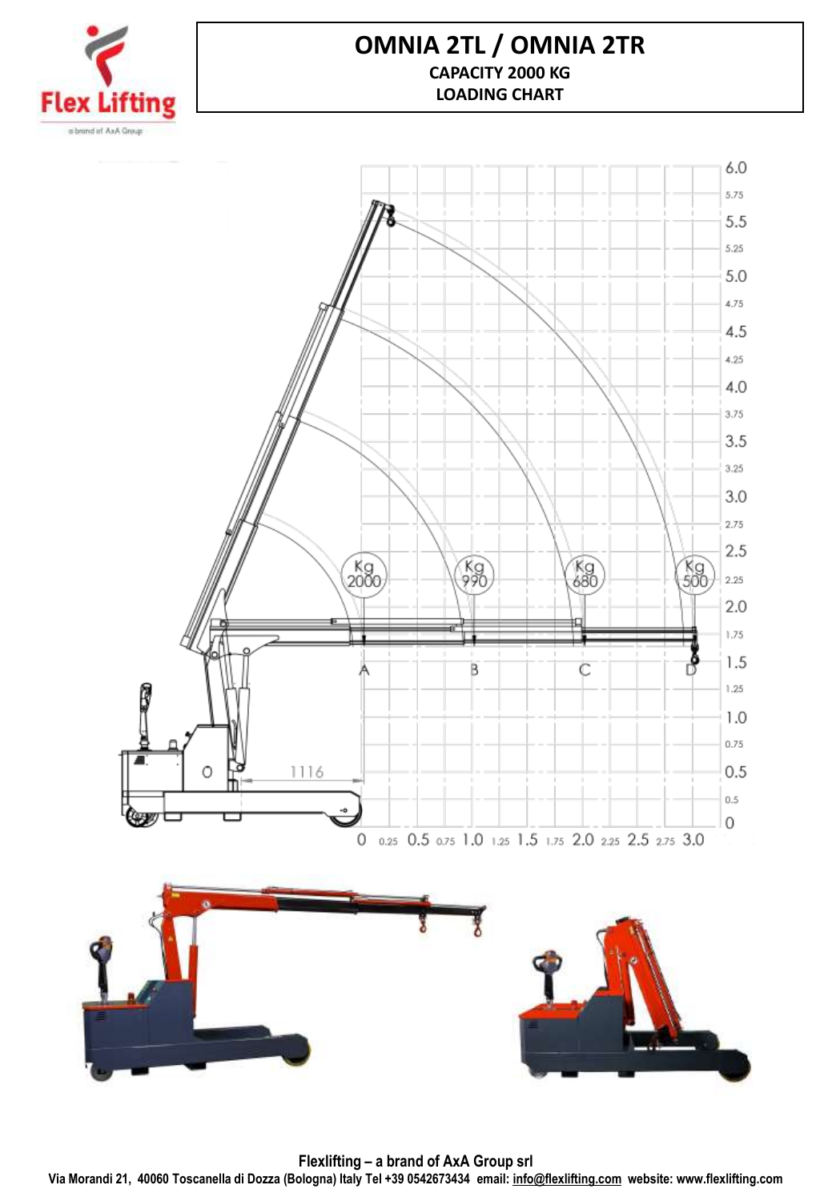# OMNIA 2TL / OMNIA 2TR

**CAPACITY 2000 KG**

**LOADING CHART**

| Position | Load |
|---|---|
| A | Kg 2000 |
| B | Kg 990 |
| C | Kg 680 |
| D | Kg 500 |

1116

**Flexlifting – a brand of AxA Group srl**

**Via Morandi 21, 40060 Toscanella di Dozza (Bologna) Italy Tel +39 0542673434 email: info@flexlifting.com website: www.flexlifting.com**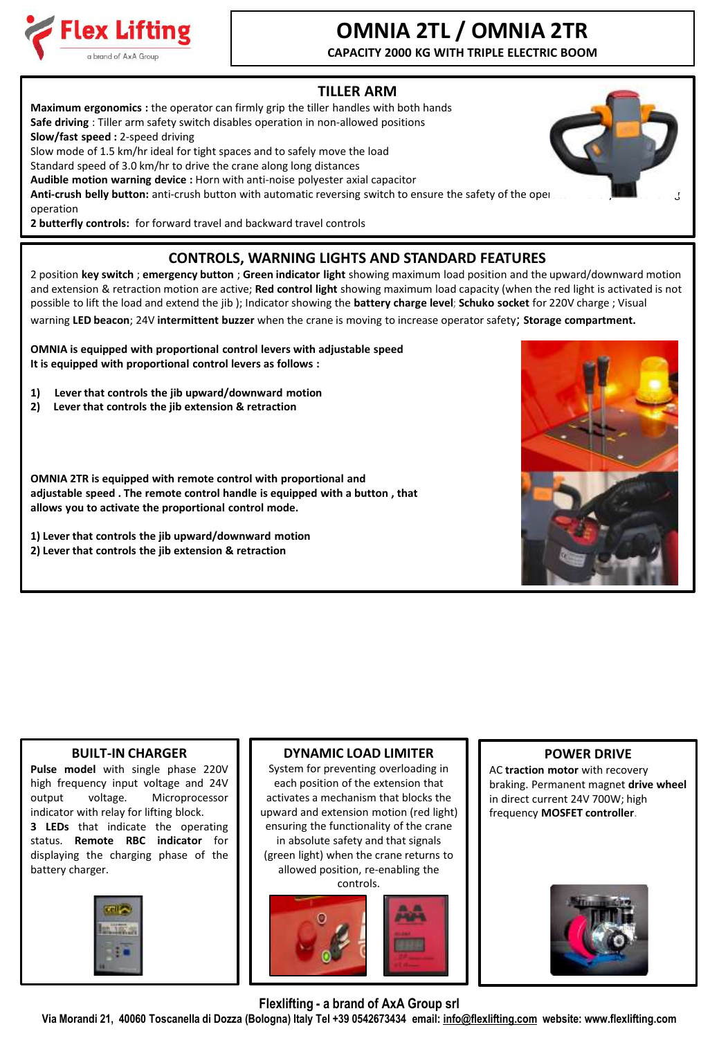# OMNIA 2TL / OMNIA 2TR

**CAPACITY 2000 KG WITH TRIPLE ELECTRIC BOOM**

## TILLER ARM

**Maximum ergonomics :** the operator can firmly grip the tiller handles with both hands
**Safe driving** : Tiller arm safety switch disables operation in non-allowed positions
**Slow/fast speed :** 2-speed driving
Slow mode of 1.5 km/hr ideal for tight spaces and to safely move the load
Standard speed of 3.0 km/hr to drive the crane along long distances
**Audible motion warning device :** Horn with anti-noise polyester axial capacitor
**Anti-crush belly button:** anti-crush button with automatic reversing switch to ensure the safety of the oper... operation
**2 butterfly controls:** for forward travel and backward travel controls

## CONTROLS, WARNING LIGHTS AND STANDARD FEATURES

2 position **key switch** ; **emergency button** ; **Green indicator light** showing maximum load position and the upward/downward motion and extension & retraction motion are active; **Red control light** showing maximum load capacity (when the red light is activated is not possible to lift the load and extend the jib ); Indicator showing the **battery charge level**; **Schuko socket** for 220V charge ; Visual warning **LED beacon**; 24V **intermittent buzzer** when the crane is moving to increase operator safety; **Storage compartment.**

**OMNIA is equipped with proportional control levers with adjustable speed**
**It is equipped with proportional control levers as follows :**

1) **Lever that controls the jib upward/downward motion**
2) **Lever that controls the jib extension & retraction**

**OMNIA 2TR is equipped with remote control with proportional and adjustable speed . The remote control handle is equipped with a button , that allows you to activate the proportional control mode.**

1) **Lever that controls the jib upward/downward motion**
2) **Lever that controls the jib extension & retraction**

## BUILT-IN CHARGER

**Pulse model** with single phase 220V high frequency input voltage and 24V output voltage. Microprocessor indicator with relay for lifting block.
**3 LEDs** that indicate the operating status. **Remote RBC indicator** for displaying the charging phase of the battery charger.

## DYNAMIC LOAD LIMITER

System for preventing overloading in each position of the extension that activates a mechanism that blocks the upward and extension motion (red light) ensuring the functionality of the crane in absolute safety and that signals (green light) when the crane returns to allowed position, re-enabling the controls.

## POWER DRIVE

AC **traction motor** with recovery braking. Permanent magnet **drive wheel** in direct current 24V 700W; high frequency **MOSFET controller**.

**Flexlifting - a brand of AxA Group srl**
**Via Morandi 21, 40060 Toscanella di Dozza (Bologna) Italy Tel +39 0542673434 email: info@flexlifting.com website: www.flexlifting.com**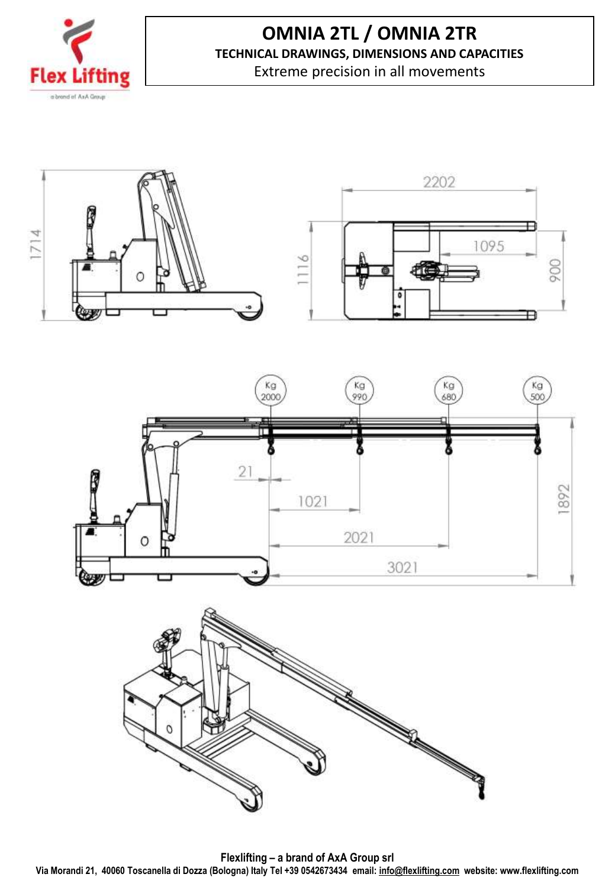# OMNIA 2TL / OMNIA 2TR

**TECHNICAL DRAWINGS, DIMENSIONS AND CAPACITIES**

Extreme precision in all movements

1714

2202

1116

1095

900

Kg 2000

Kg 990

Kg 680

Kg 500

21

1021

2021

3021

1892

**Flexlifting – a brand of AxA Group srl**

**Via Morandi 21, 40060 Toscanella di Dozza (Bologna) Italy Tel +39 0542673434 email: info@flexlifting.com website: www.flexlifting.com**